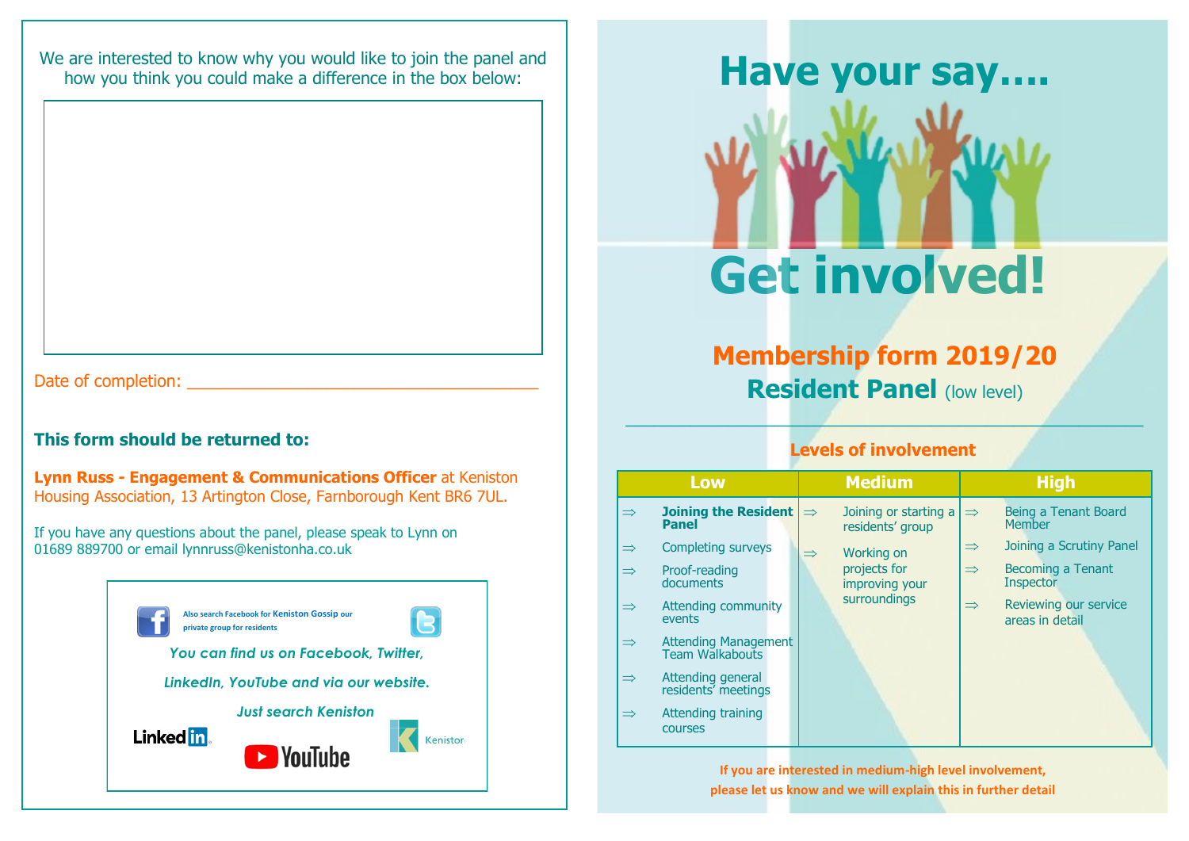We are interested to know why you would like to join the panel and how you think you could make a difference in the box below:

Date of completion: ________________________________________

**This form should be returned to:**

**Lynn Russ - Engagement & Communications Officer** at Keniston Housing Association, 13 Artington Close, Farnborough Kent BR6 7UL.

If you have any questions about the panel, please speak to Lynn on 01689 889700 or email lynnruss@kenistonha.co.uk

Also search Facebook for **Keniston Gossip** our private group for residents

*You can find us on Facebook, Twitter,*

*LinkedIn, YouTube and via our website.*

*Just search Keniston*

LinkedIn

YouTube

Keniston

# Have your say....

# Get involved!

## Membership form 2019/20

## Resident Panel (low level)

### Levels of involvement

| Low | Medium | High |
|---|---|---|
| ⇒ **Joining the Resident Panel** | ⇒ Joining or starting a residents' group | ⇒ Being a Tenant Board Member |
| ⇒ Completing surveys | ⇒ Working on projects for improving your surroundings | ⇒ Joining a Scrutiny Panel |
| ⇒ Proof-reading documents | | ⇒ Becoming a Tenant Inspector |
| ⇒ Attending community events | | ⇒ Reviewing our service areas in detail |
| ⇒ Attending Management Team Walkabouts | | |
| ⇒ Attending general residents' meetings | | |
| ⇒ Attending training courses | | |

**If you are interested in medium-high level involvement, please let us know and we will explain this in further detail**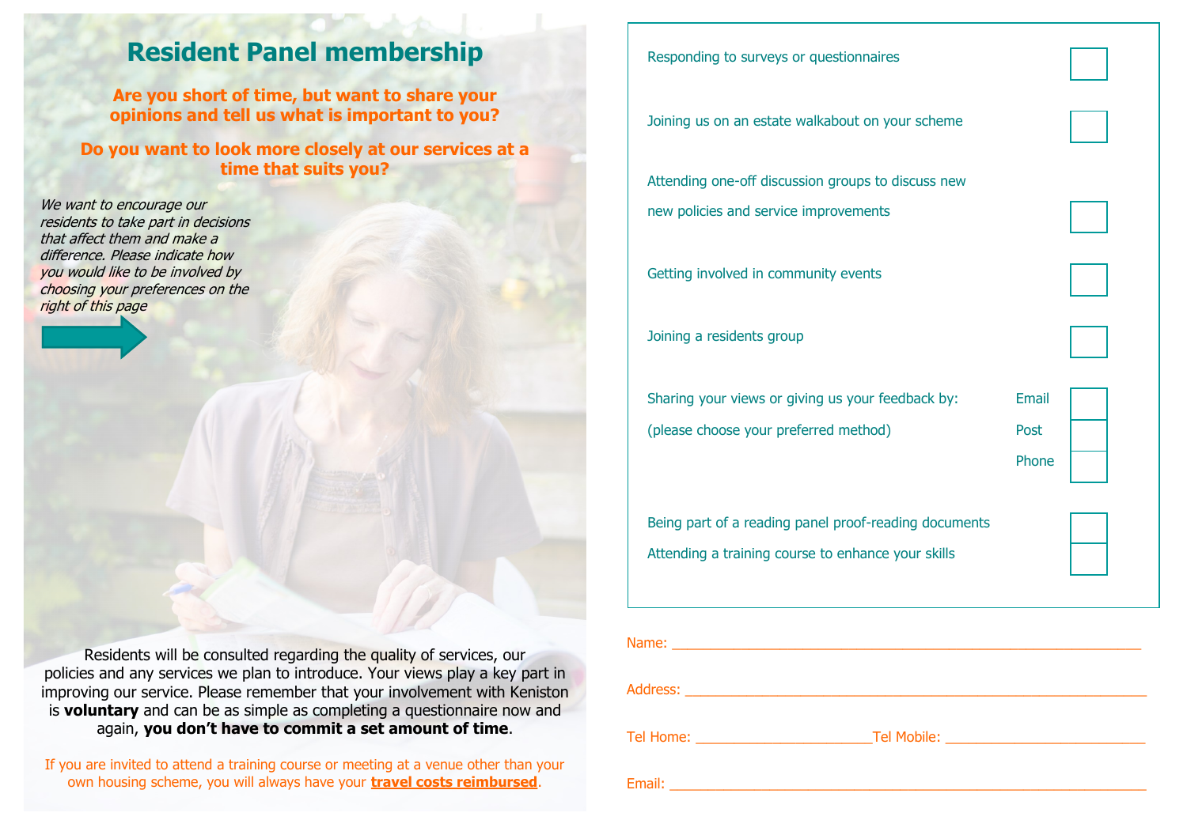# Resident Panel membership

**Are you short of time, but want to share your opinions and tell us what is important to you?**

**Do you want to look more closely at our services at a time that suits you?**

*We want to encourage our residents to take part in decisions that affect them and make a difference. Please indicate how you would like to be involved by choosing your preferences on the right of this page*

Residents will be consulted regarding the quality of services, our policies and any services we plan to introduce. Your views play a key part in improving our service. Please remember that your involvement with Keniston is **voluntary** and can be as simple as completing a questionnaire now and again, **you don't have to commit a set amount of time**.

If you are invited to attend a training course or meeting at a venue other than your own housing scheme, you will always have your **travel costs reimbursed**.

- Responding to surveys or questionnaires ☐
- Joining us on an estate walkabout on your scheme ☐
- Attending one-off discussion groups to discuss new new policies and service improvements ☐
- Getting involved in community events ☐
- Joining a residents group ☐
- Sharing your views or giving us your feedback by: (please choose your preferred method)
  - Email ☐
  - Post ☐
  - Phone ☐
- Being part of a reading panel proof-reading documents ☐
- Attending a training course to enhance your skills ☐

Name: ____________________________________________________________

Address: __________________________________________________________

Tel Home: ______________________ Tel Mobile: _________________________

Email: ____________________________________________________________